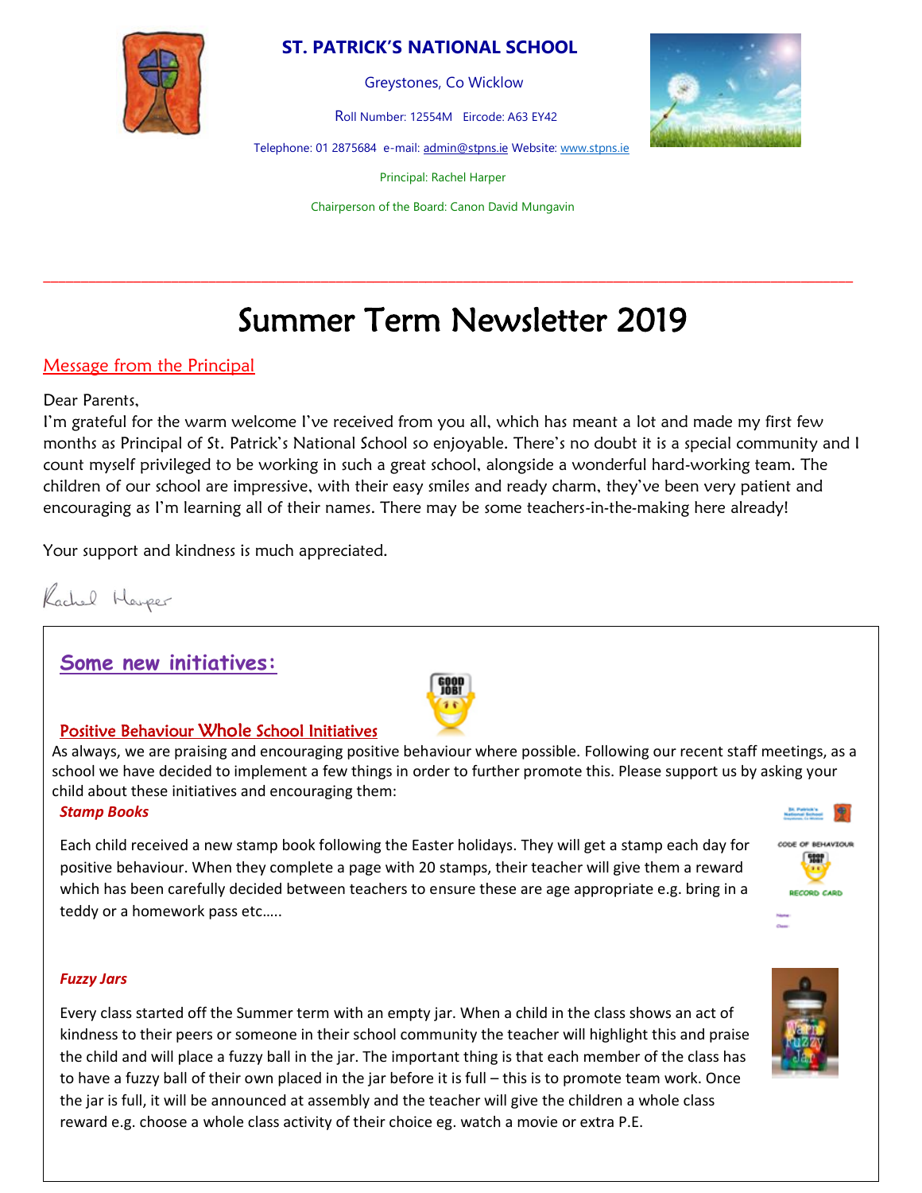**ST. PATRICK'S NATIONAL SCHOOL**

Greystones, Co Wicklow

Roll Number: 12554M Eircode: A63 EY42

Telephone: 01 2875684 e-mail: admin@stpns.ie Website: www.stpns.ie

Principal: Rachel Harper

Chairperson of the Board: Canon David Mungavin

---

# Summer Term Newsletter 2019

## Message from the Principal

Dear Parents,
I'm grateful for the warm welcome I've received from you all, which has meant a lot and made my first few months as Principal of St. Patrick's National School so enjoyable. There's no doubt it is a special community and I count myself privileged to be working in such a great school, alongside a wonderful hard-working team. The children of our school are impressive, with their easy smiles and ready charm, they've been very patient and encouraging as I'm learning all of their names. There may be some teachers-in-the-making here already!

Your support and kindness is much appreciated.

Rachel Harper

## Some new initiatives:

### Positive Behaviour Whole School Initiatives

As always, we are praising and encouraging positive behaviour where possible. Following our recent staff meetings, as a school we have decided to implement a few things in order to further promote this. Please support us by asking your child about these initiatives and encouraging them:

***Stamp Books***

Each child received a new stamp book following the Easter holidays. They will get a stamp each day for positive behaviour. When they complete a page with 20 stamps, their teacher will give them a reward which has been carefully decided between teachers to ensure these are age appropriate e.g. bring in a teddy or a homework pass etc…..

***Fuzzy Jars***

Every class started off the Summer term with an empty jar. When a child in the class shows an act of kindness to their peers or someone in their school community the teacher will highlight this and praise the child and will place a fuzzy ball in the jar. The important thing is that each member of the class has to have a fuzzy ball of their own placed in the jar before it is full – this is to promote team work. Once the jar is full, it will be announced at assembly and the teacher will give the children a whole class reward e.g. choose a whole class activity of their choice eg. watch a movie or extra P.E.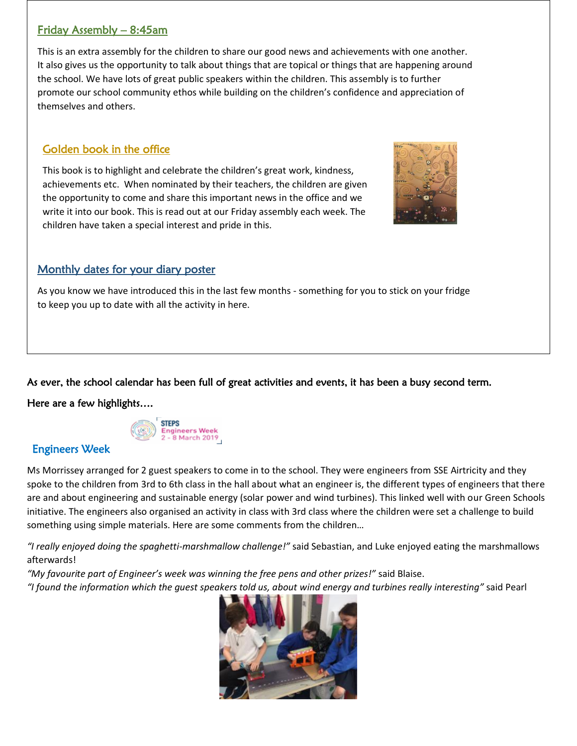## Friday Assembly – 8:45am

This is an extra assembly for the children to share our good news and achievements with one another. It also gives us the opportunity to talk about things that are topical or things that are happening around the school. We have lots of great public speakers within the children. This assembly is to further promote our school community ethos while building on the children's confidence and appreciation of themselves and others.

## Golden book in the office

This book is to highlight and celebrate the children's great work, kindness, achievements etc. When nominated by their teachers, the children are given the opportunity to come and share this important news in the office and we write it into our book. This is read out at our Friday assembly each week. The children have taken a special interest and pride in this.

## Monthly dates for your diary poster

As you know we have introduced this in the last few months - something for you to stick on your fridge to keep you up to date with all the activity in here.

As ever, the school calendar has been full of great activities and events, it has been a busy second term.

Here are a few highlights….

STEPS Engineers Week 2 - 8 March 2019

## Engineers Week

Ms Morrissey arranged for 2 guest speakers to come in to the school. They were engineers from SSE Airtricity and they spoke to the children from 3rd to 6th class in the hall about what an engineer is, the different types of engineers that there are and about engineering and sustainable energy (solar power and wind turbines). This linked well with our Green Schools initiative. The engineers also organised an activity in class with 3rd class where the children were set a challenge to build something using simple materials. Here are some comments from the children…

*"I really enjoyed doing the spaghetti-marshmallow challenge!"* said Sebastian, and Luke enjoyed eating the marshmallows afterwards!

*"My favourite part of Engineer's week was winning the free pens and other prizes!"* said Blaise.

*"I found the information which the guest speakers told us, about wind energy and turbines really interesting"* said Pearl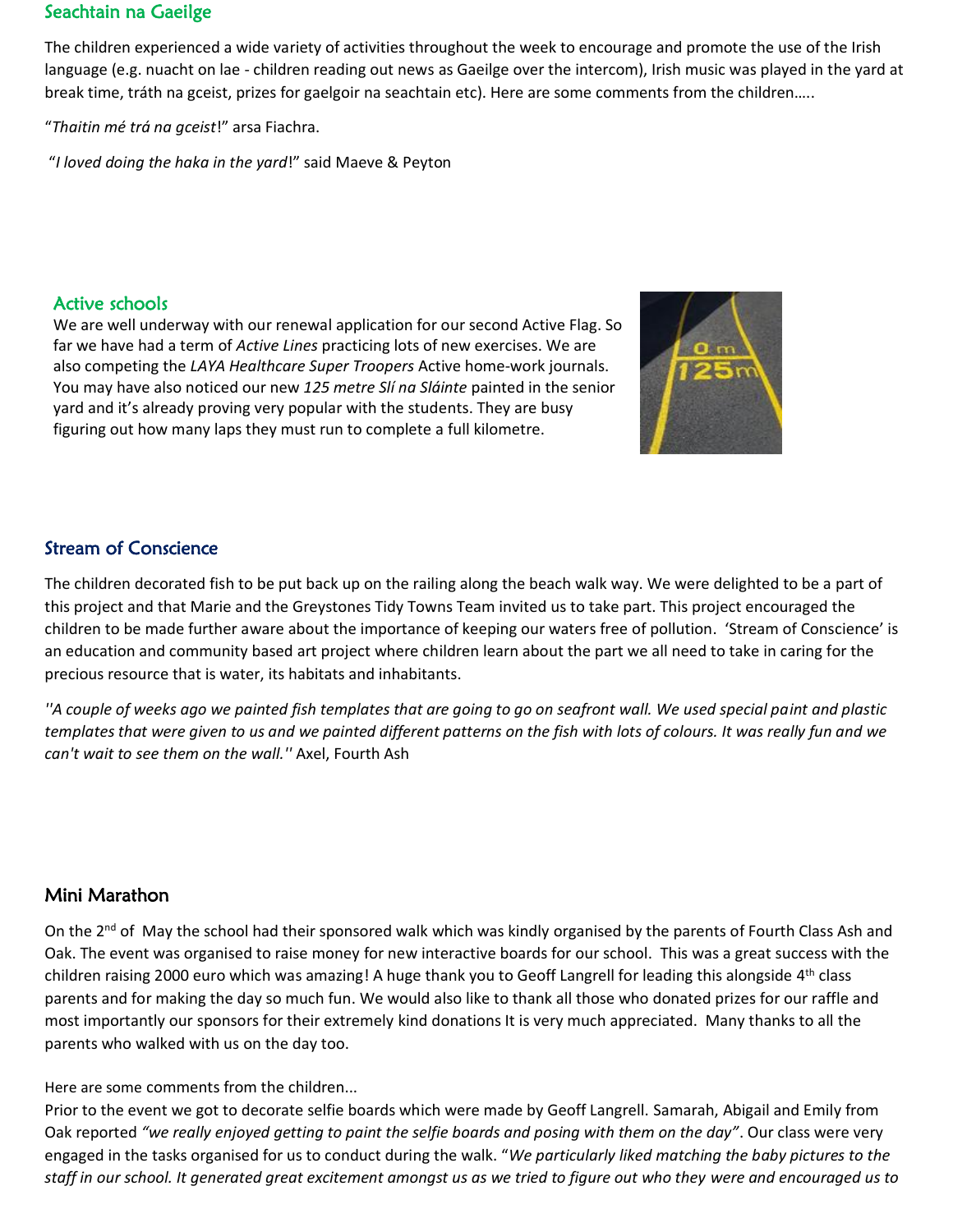## Seachtain na Gaeilge

The children experienced a wide variety of activities throughout the week to encourage and promote the use of the Irish language (e.g. nuacht on lae - children reading out news as Gaeilge over the intercom), Irish music was played in the yard at break time, tráth na gceist, prizes for gaelgoir na seachtain etc). Here are some comments from the children…..

"*Thaitin mé trá na gceist*!" arsa Fiachra.

"*I loved doing the haka in the yard*!" said Maeve & Peyton

## Active schools

We are well underway with our renewal application for our second Active Flag. So far we have had a term of *Active Lines* practicing lots of new exercises. We are also competing the *LAYA Healthcare Super Troopers* Active home-work journals. You may have also noticed our new *125 metre Slí na Sláinte* painted in the senior yard and it's already proving very popular with the students. They are busy figuring out how many laps they must run to complete a full kilometre.

## Stream of Conscience

The children decorated fish to be put back up on the railing along the beach walk way. We were delighted to be a part of this project and that Marie and the Greystones Tidy Towns Team invited us to take part. This project encouraged the children to be made further aware about the importance of keeping our waters free of pollution. 'Stream of Conscience' is an education and community based art project where children learn about the part we all need to take in caring for the precious resource that is water, its habitats and inhabitants.

*''A couple of weeks ago we painted fish templates that are going to go on seafront wall. We used special paint and plastic templates that were given to us and we painted different patterns on the fish with lots of colours. It was really fun and we can't wait to see them on the wall.''* Axel, Fourth Ash

## Mini Marathon

On the 2nd of May the school had their sponsored walk which was kindly organised by the parents of Fourth Class Ash and Oak. The event was organised to raise money for new interactive boards for our school. This was a great success with the children raising 2000 euro which was amazing! A huge thank you to Geoff Langrell for leading this alongside 4th class parents and for making the day so much fun. We would also like to thank all those who donated prizes for our raffle and most importantly our sponsors for their extremely kind donations It is very much appreciated. Many thanks to all the parents who walked with us on the day too.

Here are some comments from the children...

Prior to the event we got to decorate selfie boards which were made by Geoff Langrell. Samarah, Abigail and Emily from Oak reported *"we really enjoyed getting to paint the selfie boards and posing with them on the day"*. Our class were very engaged in the tasks organised for us to conduct during the walk. "*We particularly liked matching the baby pictures to the staff in our school. It generated great excitement amongst us as we tried to figure out who they were and encouraged us to*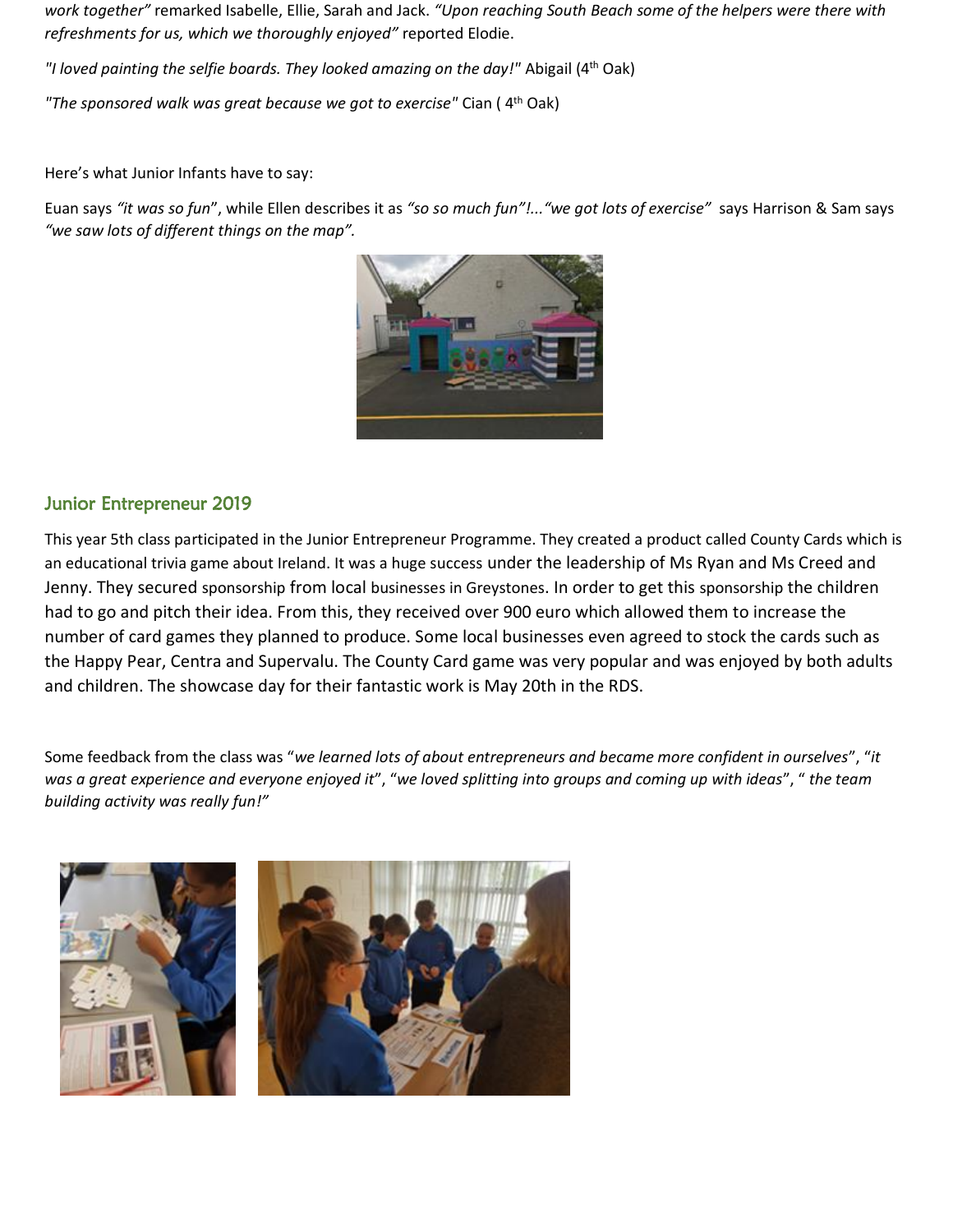*work together"* remarked Isabelle, Ellie, Sarah and Jack. *"Upon reaching South Beach some of the helpers were there with refreshments for us, which we thoroughly enjoyed"* reported Elodie.

*"I loved painting the selfie boards. They looked amazing on the day!"* Abigail (4th Oak)

*"The sponsored walk was great because we got to exercise"* Cian ( 4th Oak)

Here's what Junior Infants have to say:

Euan says *"it was so fun"*, while Ellen describes it as *"so so much fun"!...*"we got lots of exercise"* says Harrison & Sam says *"we saw lots of different things on the map".*

## Junior Entrepreneur 2019

This year 5th class participated in the Junior Entrepreneur Programme. They created a product called County Cards which is an educational trivia game about Ireland. It was a huge success under the leadership of Ms Ryan and Ms Creed and Jenny. They secured sponsorship from local businesses in Greystones. In order to get this sponsorship the children had to go and pitch their idea. From this, they received over 900 euro which allowed them to increase the number of card games they planned to produce. Some local businesses even agreed to stock the cards such as the Happy Pear, Centra and Supervalu. The County Card game was very popular and was enjoyed by both adults and children. The showcase day for their fantastic work is May 20th in the RDS.

Some feedback from the class was "*we learned lots of about entrepreneurs and became more confident in ourselves*", "*it was a great experience and everyone enjoyed it*", "*we loved splitting into groups and coming up with ideas*", " *the team building activity was really fun!"*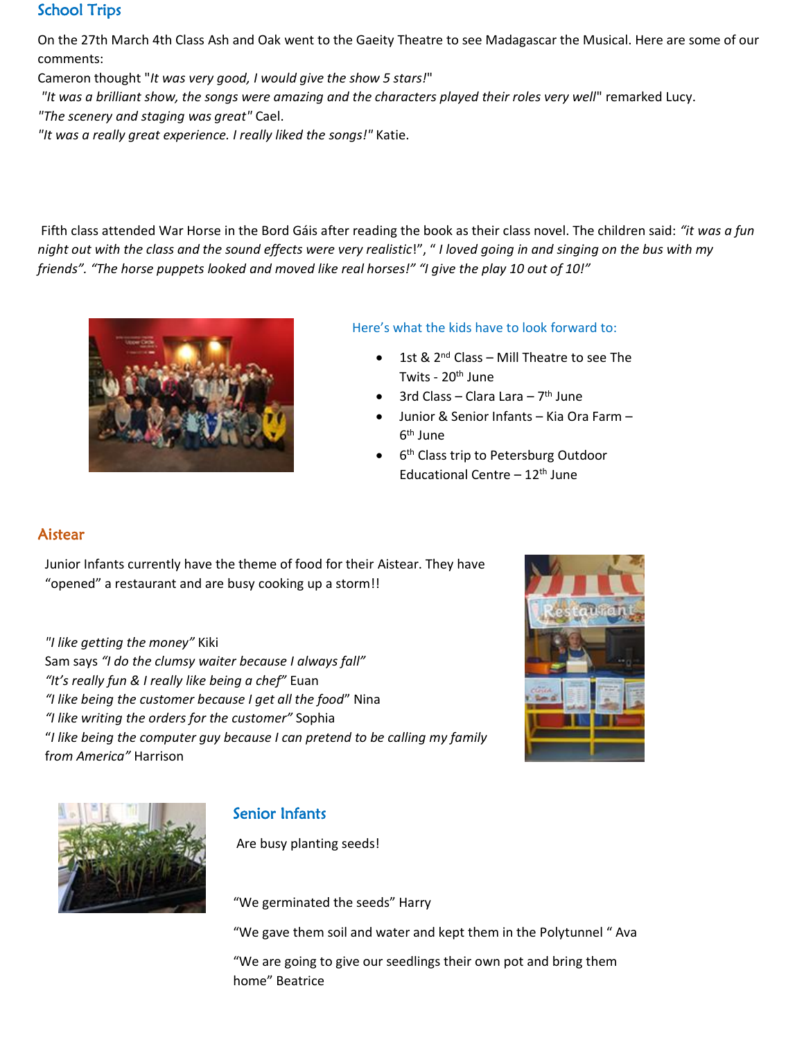## School Trips

On the 27th March 4th Class Ash and Oak went to the Gaeity Theatre to see Madagascar the Musical. Here are some of our comments:

Cameron thought "*It was very good, I would give the show 5 stars!*"

"*It was a brilliant show, the songs were amazing and the characters played their roles very well*" remarked Lucy.

"*The scenery and staging was great*" Cael.

"*It was a really great experience. I really liked the songs!*" Katie.

Fifth class attended War Horse in the Bord Gáis after reading the book as their class novel. The children said: *"it was a fun night out with the class and the sound effects were very realistic*!", " *I loved going in and singing on the bus with my friends". "The horse puppets looked and moved like real horses!" "I give the play 10 out of 10!"*

### Here's what the kids have to look forward to:

- 1st & 2nd Class – Mill Theatre to see The Twits - 20th June
- 3rd Class – Clara Lara – 7th June
- Junior & Senior Infants – Kia Ora Farm – 6th June
- 6th Class trip to Petersburg Outdoor Educational Centre – 12th June

## Aistear

Junior Infants currently have the theme of food for their Aistear. They have "opened" a restaurant and are busy cooking up a storm!!

*"I like getting the money"* Kiki

Sam says *"I do the clumsy waiter because I always fall"*

*"It's really fun & I really like being a chef"* Euan

*"I like being the customer because I get all the food*" Nina

*"I like writing the orders for the customer"* Sophia

"*I like being the computer guy because I can pretend to be calling my family from America"* Harrison

### Senior Infants

Are busy planting seeds!

"We germinated the seeds" Harry

"We gave them soil and water and kept them in the Polytunnel " Ava

"We are going to give our seedlings their own pot and bring them home" Beatrice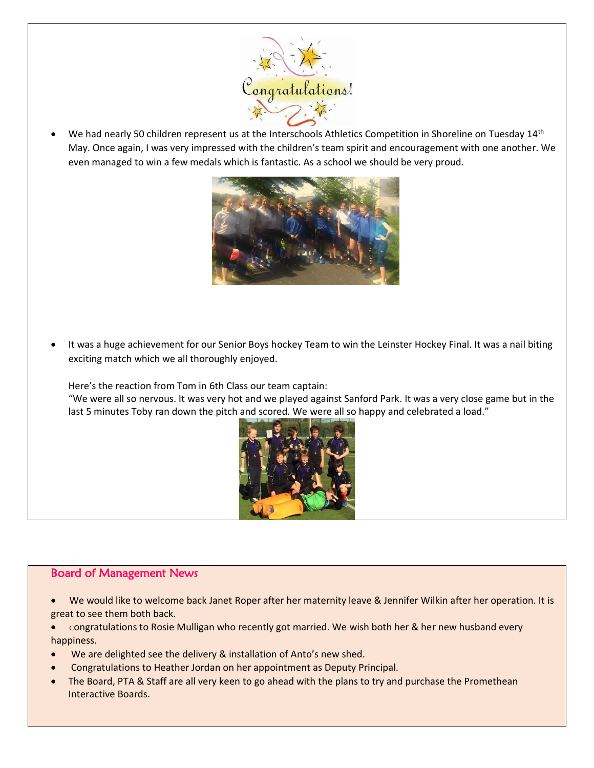- We had nearly 50 children represent us at the Interschools Athletics Competition in Shoreline on Tuesday 14th May. Once again, I was very impressed with the children's team spirit and encouragement with one another. We even managed to win a few medals which is fantastic. As a school we should be very proud.

- It was a huge achievement for our Senior Boys hockey Team to win the Leinster Hockey Final. It was a nail biting exciting match which we all thoroughly enjoyed.

  Here's the reaction from Tom in 6th Class our team captain:
  "We were all so nervous. It was very hot and we played against Sanford Park. It was a very close game but in the last 5 minutes Toby ran down the pitch and scored. We were all so happy and celebrated a load."

## Board of Management News

- We would like to welcome back Janet Roper after her maternity leave & Jennifer Wilkin after her operation. It is great to see them both back.
- Congratulations to Rosie Mulligan who recently got married. We wish both her & her new husband every happiness.
- We are delighted see the delivery & installation of Anto's new shed.
- Congratulations to Heather Jordan on her appointment as Deputy Principal.
- The Board, PTA & Staff are all very keen to go ahead with the plans to try and purchase the Promethean Interactive Boards.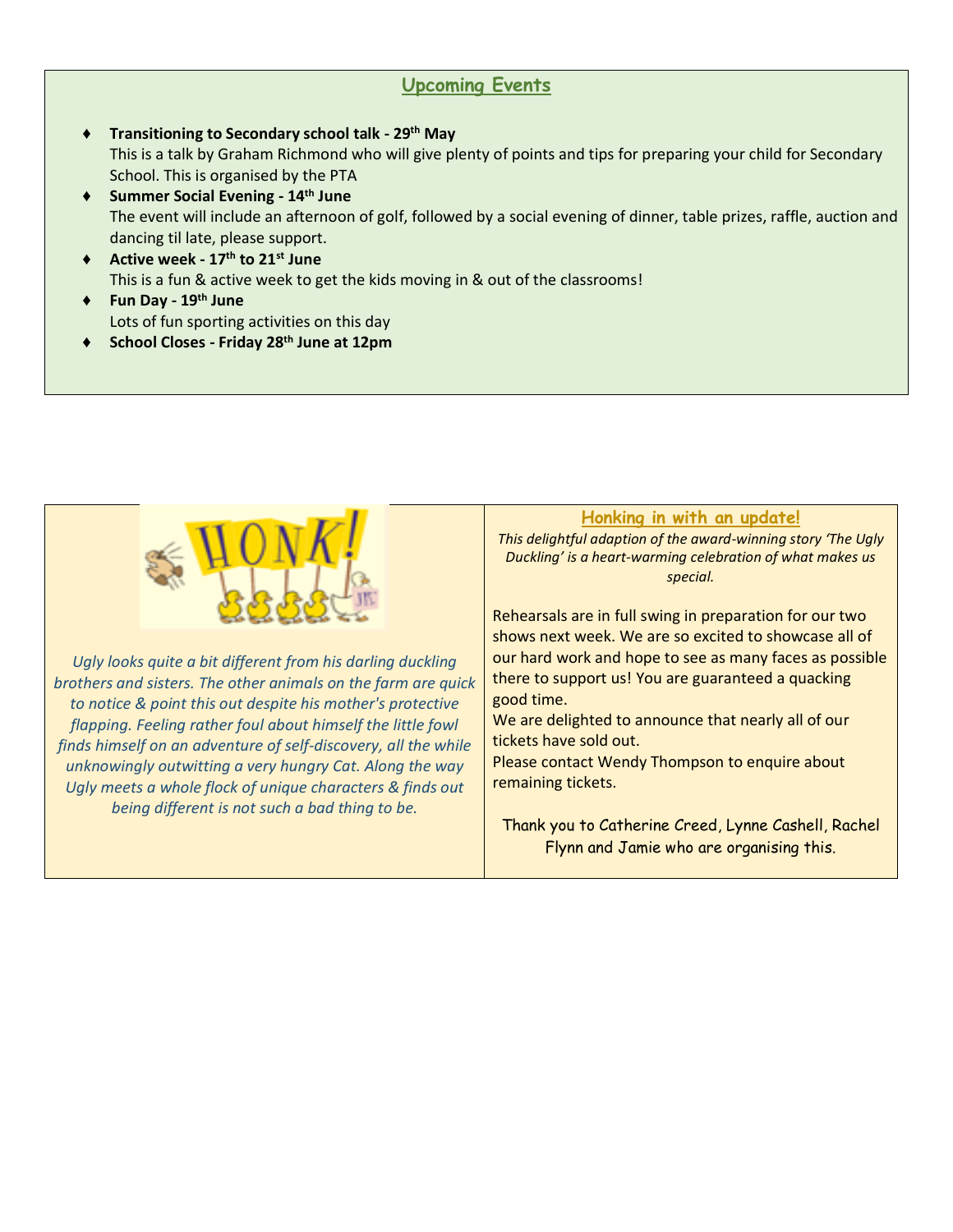## Upcoming Events

- **Transitioning to Secondary school talk - 29th May**
  This is a talk by Graham Richmond who will give plenty of points and tips for preparing your child for Secondary School. This is organised by the PTA
- **Summer Social Evening - 14th June**
  The event will include an afternoon of golf, followed by a social evening of dinner, table prizes, raffle, auction and dancing til late, please support.
- **Active week - 17th to 21st June**
  This is a fun & active week to get the kids moving in & out of the classrooms!
- **Fun Day - 19th June**
  Lots of fun sporting activities on this day
- **School Closes - Friday 28th June at 12pm**

*Ugly looks quite a bit different from his darling duckling brothers and sisters. The other animals on the farm are quick to notice & point this out despite his mother's protective flapping. Feeling rather foul about himself the little fowl finds himself on an adventure of self-discovery, all the while unknowingly outwitting a very hungry Cat. Along the way Ugly meets a whole flock of unique characters & finds out being different is not such a bad thing to be.*

## Honking in with an update!

*This delightful adaption of the award-winning story 'The Ugly Duckling' is a heart-warming celebration of what makes us special.*

Rehearsals are in full swing in preparation for our two shows next week. We are so excited to showcase all of our hard work and hope to see as many faces as possible there to support us! You are guaranteed a quacking good time.
We are delighted to announce that nearly all of our tickets have sold out.
Please contact Wendy Thompson to enquire about remaining tickets.

Thank you to Catherine Creed, Lynne Cashell, Rachel Flynn and Jamie who are organising this.